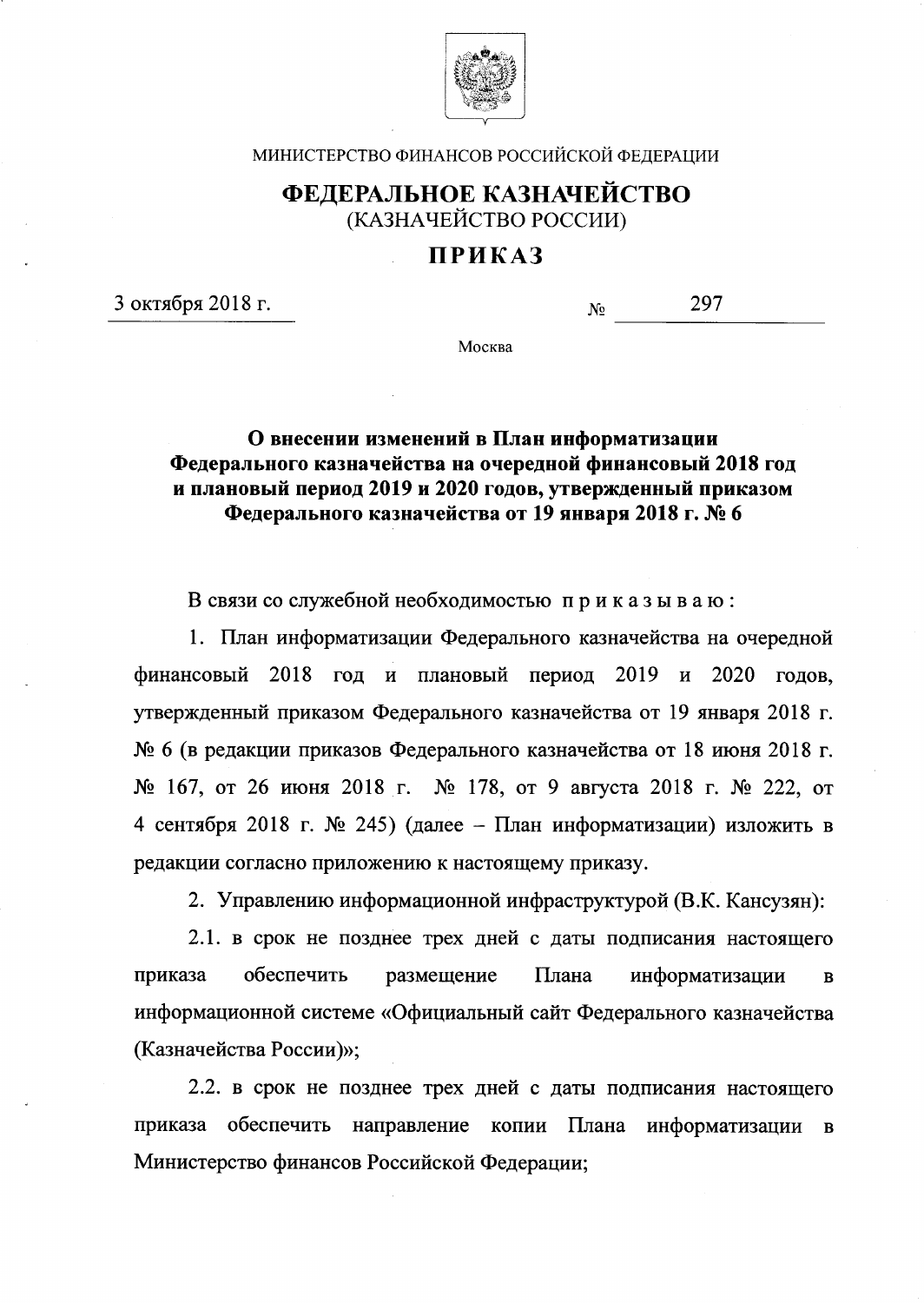МИНИСТЕРСТВО ФИНАНСОВ РОССИЙСКОЙ ФЕДЕРАЦИИ

# ФЕДЕРАЛЬНОЕ КАЗНАЧЕЙСТВО

(КАЗНАЧЕЙСТВО РОССИИ)

## ПРИКАЗ

3 октября 2018 г. № 297

Москва

**О внесении изменений в План информатизации Федерального казначейства на очередной финансовый 2018 год и плановый период 2019 и 2020 годов, утвержденный приказом Федерального казначейства от 19 января 2018 г. № 6**

В связи со служебной необходимостью приказываю:

1. План информатизации Федерального казначейства на очередной финансовый 2018 год и плановый период 2019 и 2020 годов, утвержденный приказом Федерального казначейства от 19 января 2018 г. № 6 (в редакции приказов Федерального казначейства от 18 июня 2018 г. № 167, от 26 июня 2018 г. № 178, от 9 августа 2018 г. № 222, от 4 сентября 2018 г. № 245) (далее – План информатизации) изложить в редакции согласно приложению к настоящему приказу.

2. Управлению информационной инфраструктурой (В.К. Кансузян):

2.1. в срок не позднее трех дней с даты подписания настоящего приказа обеспечить размещение Плана информатизации в информационной системе «Официальный сайт Федерального казначейства (Казначейства России)»;

2.2. в срок не позднее трех дней с даты подписания настоящего приказа обеспечить направление копии Плана информатизации в Министерство финансов Российской Федерации;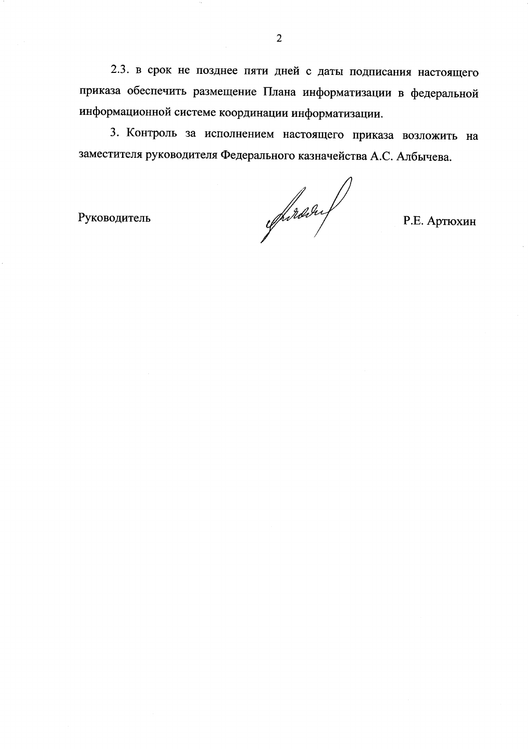2.3. в срок не позднее пяти дней с даты подписания настоящего приказа обеспечить размещение Плана информатизации в федеральной информационной системе координации информатизации.

3. Контроль за исполнением настоящего приказа возложить на заместителя руководителя Федерального казначейства А.С. Албычева.

Руководитель Р.Е. Артюхин